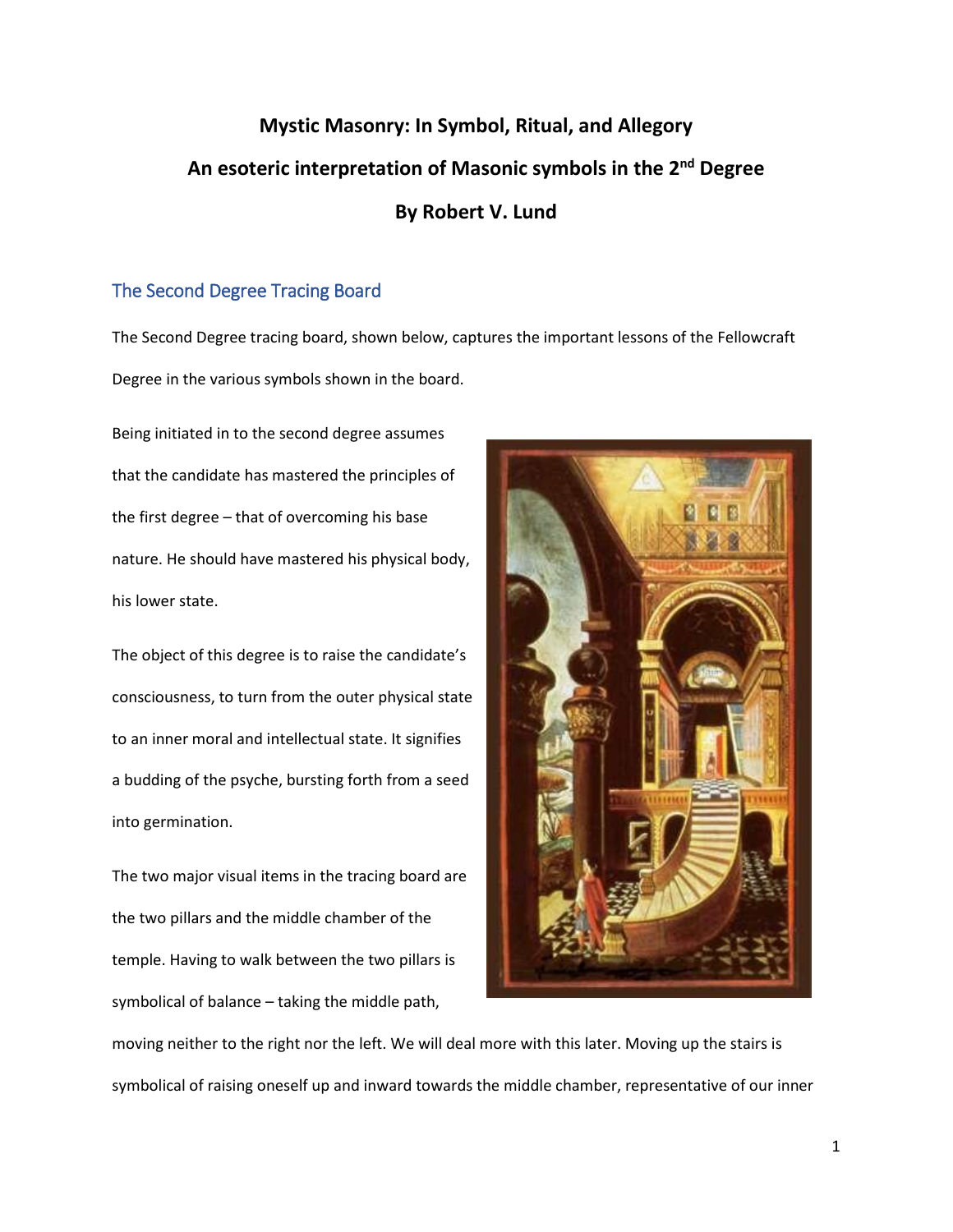# Mystic Masonry: In Symbol, Ritual, and Allegory

## An esoteric interpretation of Masonic symbols in the 2nd Degree

## By Robert V. Lund

### The Second Degree Tracing Board

The Second Degree tracing board, shown below, captures the important lessons of the Fellowcraft Degree in the various symbols shown in the board.

Being initiated in to the second degree assumes that the candidate has mastered the principles of the first degree – that of overcoming his base nature. He should have mastered his physical body, his lower state.

The object of this degree is to raise the candidate's consciousness, to turn from the outer physical state to an inner moral and intellectual state. It signifies a budding of the psyche, bursting forth from a seed into germination.

The two major visual items in the tracing board are the two pillars and the middle chamber of the temple. Having to walk between the two pillars is symbolical of balance – taking the middle path, moving neither to the right nor the left. We will deal more with this later. Moving up the stairs is symbolical of raising oneself up and inward towards the middle chamber, representative of our inner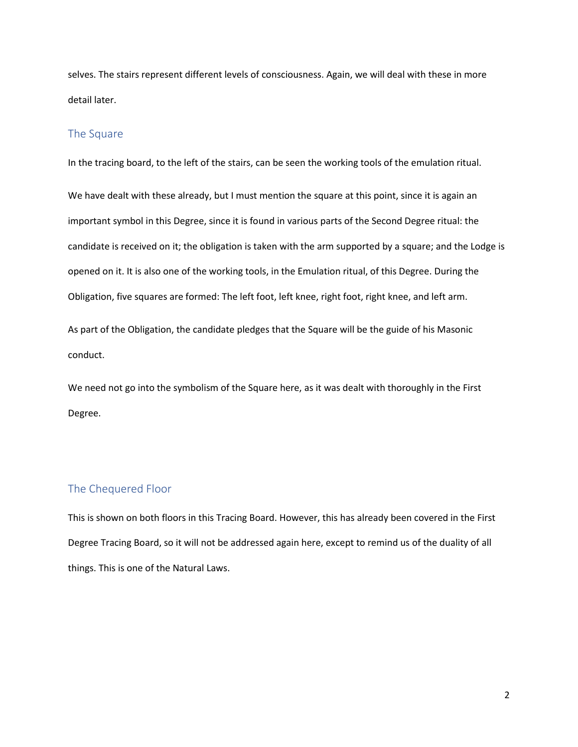selves. The stairs represent different levels of consciousness. Again, we will deal with these in more detail later.

## The Square

In the tracing board, to the left of the stairs, can be seen the working tools of the emulation ritual.

We have dealt with these already, but I must mention the square at this point, since it is again an important symbol in this Degree, since it is found in various parts of the Second Degree ritual: the candidate is received on it; the obligation is taken with the arm supported by a square; and the Lodge is opened on it. It is also one of the working tools, in the Emulation ritual, of this Degree. During the Obligation, five squares are formed: The left foot, left knee, right foot, right knee, and left arm.

As part of the Obligation, the candidate pledges that the Square will be the guide of his Masonic conduct.

We need not go into the symbolism of the Square here, as it was dealt with thoroughly in the First Degree.

## The Chequered Floor

This is shown on both floors in this Tracing Board. However, this has already been covered in the First Degree Tracing Board, so it will not be addressed again here, except to remind us of the duality of all things. This is one of the Natural Laws.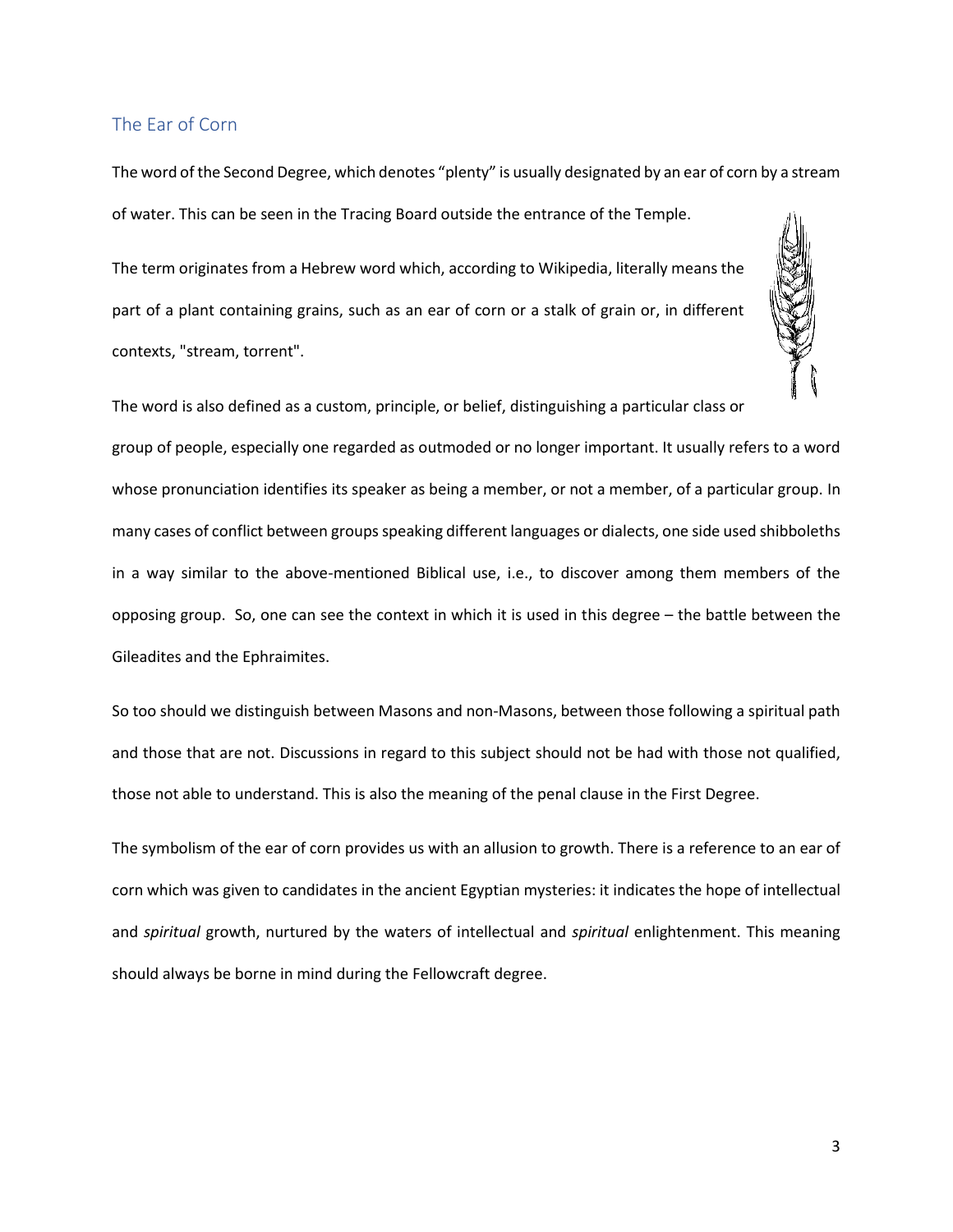## The Ear of Corn

The word of the Second Degree, which denotes "plenty" is usually designated by an ear of corn by a stream of water. This can be seen in the Tracing Board outside the entrance of the Temple.

The term originates from a Hebrew word which, according to Wikipedia, literally means the part of a plant containing grains, such as an ear of corn or a stalk of grain or, in different contexts, "stream, torrent".

The word is also defined as a custom, principle, or belief, distinguishing a particular class or group of people, especially one regarded as outmoded or no longer important. It usually refers to a word whose pronunciation identifies its speaker as being a member, or not a member, of a particular group. In many cases of conflict between groups speaking different languages or dialects, one side used shibboleths in a way similar to the above-mentioned Biblical use, i.e., to discover among them members of the opposing group. So, one can see the context in which it is used in this degree – the battle between the Gileadites and the Ephraimites.

So too should we distinguish between Masons and non-Masons, between those following a spiritual path and those that are not. Discussions in regard to this subject should not be had with those not qualified, those not able to understand. This is also the meaning of the penal clause in the First Degree.

The symbolism of the ear of corn provides us with an allusion to growth. There is a reference to an ear of corn which was given to candidates in the ancient Egyptian mysteries: it indicates the hope of intellectual and *spiritual* growth, nurtured by the waters of intellectual and *spiritual* enlightenment. This meaning should always be borne in mind during the Fellowcraft degree.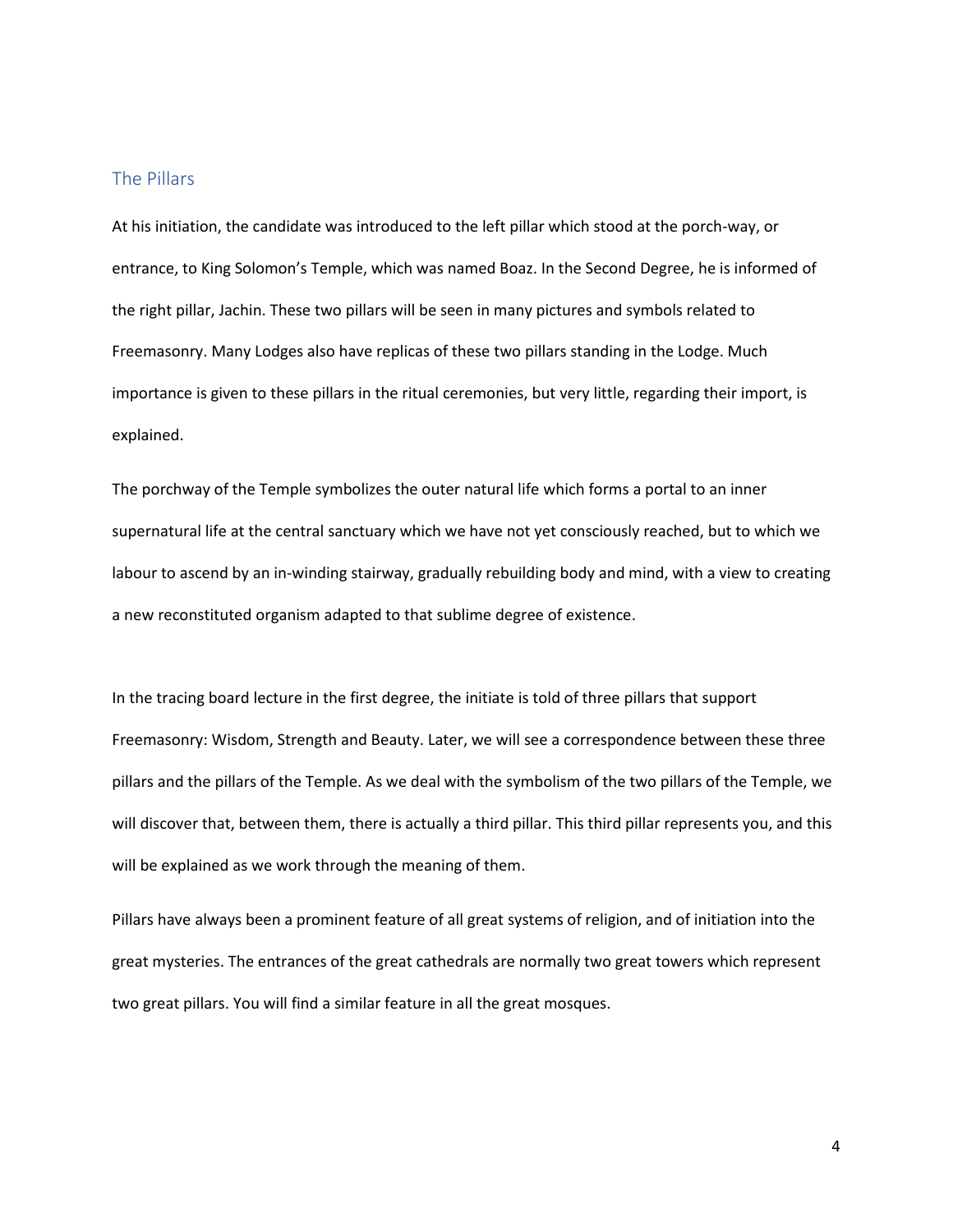## The Pillars

At his initiation, the candidate was introduced to the left pillar which stood at the porch-way, or entrance, to King Solomon's Temple, which was named Boaz. In the Second Degree, he is informed of the right pillar, Jachin. These two pillars will be seen in many pictures and symbols related to Freemasonry. Many Lodges also have replicas of these two pillars standing in the Lodge. Much importance is given to these pillars in the ritual ceremonies, but very little, regarding their import, is explained.

The porchway of the Temple symbolizes the outer natural life which forms a portal to an inner supernatural life at the central sanctuary which we have not yet consciously reached, but to which we labour to ascend by an in-winding stairway, gradually rebuilding body and mind, with a view to creating a new reconstituted organism adapted to that sublime degree of existence.

In the tracing board lecture in the first degree, the initiate is told of three pillars that support Freemasonry: Wisdom, Strength and Beauty. Later, we will see a correspondence between these three pillars and the pillars of the Temple. As we deal with the symbolism of the two pillars of the Temple, we will discover that, between them, there is actually a third pillar. This third pillar represents you, and this will be explained as we work through the meaning of them.

Pillars have always been a prominent feature of all great systems of religion, and of initiation into the great mysteries. The entrances of the great cathedrals are normally two great towers which represent two great pillars. You will find a similar feature in all the great mosques.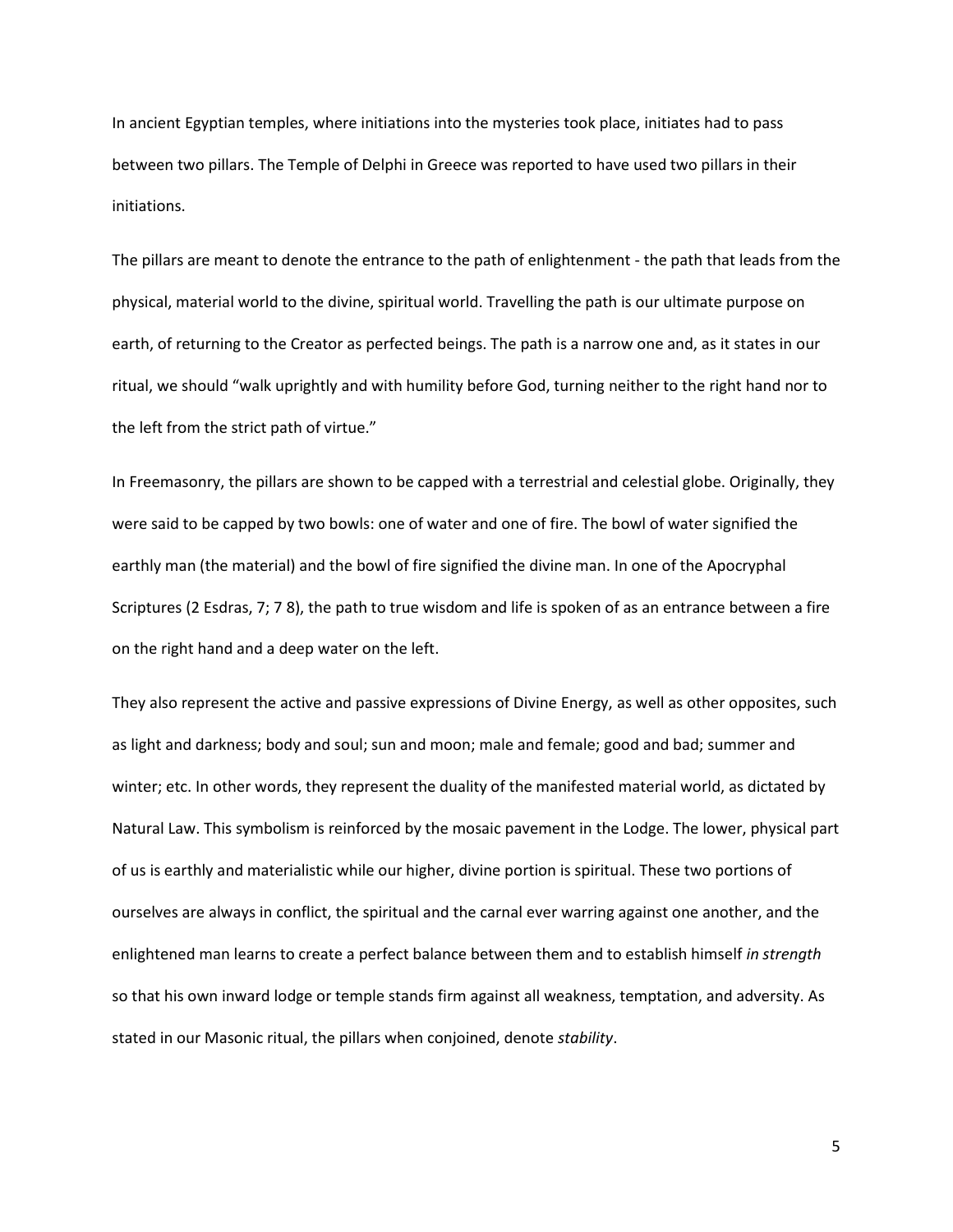In ancient Egyptian temples, where initiations into the mysteries took place, initiates had to pass between two pillars. The Temple of Delphi in Greece was reported to have used two pillars in their initiations.

The pillars are meant to denote the entrance to the path of enlightenment - the path that leads from the physical, material world to the divine, spiritual world. Travelling the path is our ultimate purpose on earth, of returning to the Creator as perfected beings. The path is a narrow one and, as it states in our ritual, we should "walk uprightly and with humility before God, turning neither to the right hand nor to the left from the strict path of virtue."

In Freemasonry, the pillars are shown to be capped with a terrestrial and celestial globe. Originally, they were said to be capped by two bowls: one of water and one of fire. The bowl of water signified the earthly man (the material) and the bowl of fire signified the divine man. In one of the Apocryphal Scriptures (2 Esdras, 7; 7 8), the path to true wisdom and life is spoken of as an entrance between a fire on the right hand and a deep water on the left.

They also represent the active and passive expressions of Divine Energy, as well as other opposites, such as light and darkness; body and soul; sun and moon; male and female; good and bad; summer and winter; etc. In other words, they represent the duality of the manifested material world, as dictated by Natural Law. This symbolism is reinforced by the mosaic pavement in the Lodge. The lower, physical part of us is earthly and materialistic while our higher, divine portion is spiritual. These two portions of ourselves are always in conflict, the spiritual and the carnal ever warring against one another, and the enlightened man learns to create a perfect balance between them and to establish himself *in strength* so that his own inward lodge or temple stands firm against all weakness, temptation, and adversity. As stated in our Masonic ritual, the pillars when conjoined, denote *stability*.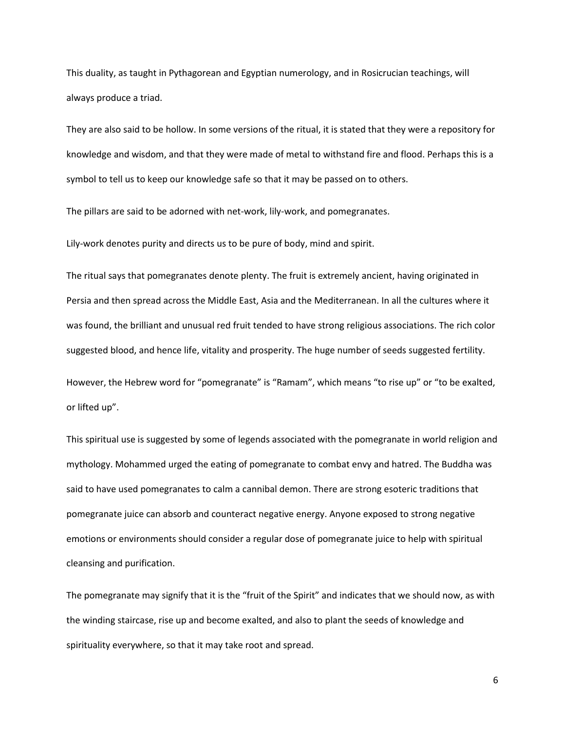This duality, as taught in Pythagorean and Egyptian numerology, and in Rosicrucian teachings, will always produce a triad.

They are also said to be hollow. In some versions of the ritual, it is stated that they were a repository for knowledge and wisdom, and that they were made of metal to withstand fire and flood. Perhaps this is a symbol to tell us to keep our knowledge safe so that it may be passed on to others.

The pillars are said to be adorned with net-work, lily-work, and pomegranates.

Lily-work denotes purity and directs us to be pure of body, mind and spirit.

The ritual says that pomegranates denote plenty. The fruit is extremely ancient, having originated in Persia and then spread across the Middle East, Asia and the Mediterranean. In all the cultures where it was found, the brilliant and unusual red fruit tended to have strong religious associations. The rich color suggested blood, and hence life, vitality and prosperity. The huge number of seeds suggested fertility.

However, the Hebrew word for "pomegranate" is "Ramam", which means "to rise up" or "to be exalted, or lifted up".

This spiritual use is suggested by some of legends associated with the pomegranate in world religion and mythology. Mohammed urged the eating of pomegranate to combat envy and hatred. The Buddha was said to have used pomegranates to calm a cannibal demon. There are strong esoteric traditions that pomegranate juice can absorb and counteract negative energy. Anyone exposed to strong negative emotions or environments should consider a regular dose of pomegranate juice to help with spiritual cleansing and purification.

The pomegranate may signify that it is the "fruit of the Spirit" and indicates that we should now, as with the winding staircase, rise up and become exalted, and also to plant the seeds of knowledge and spirituality everywhere, so that it may take root and spread.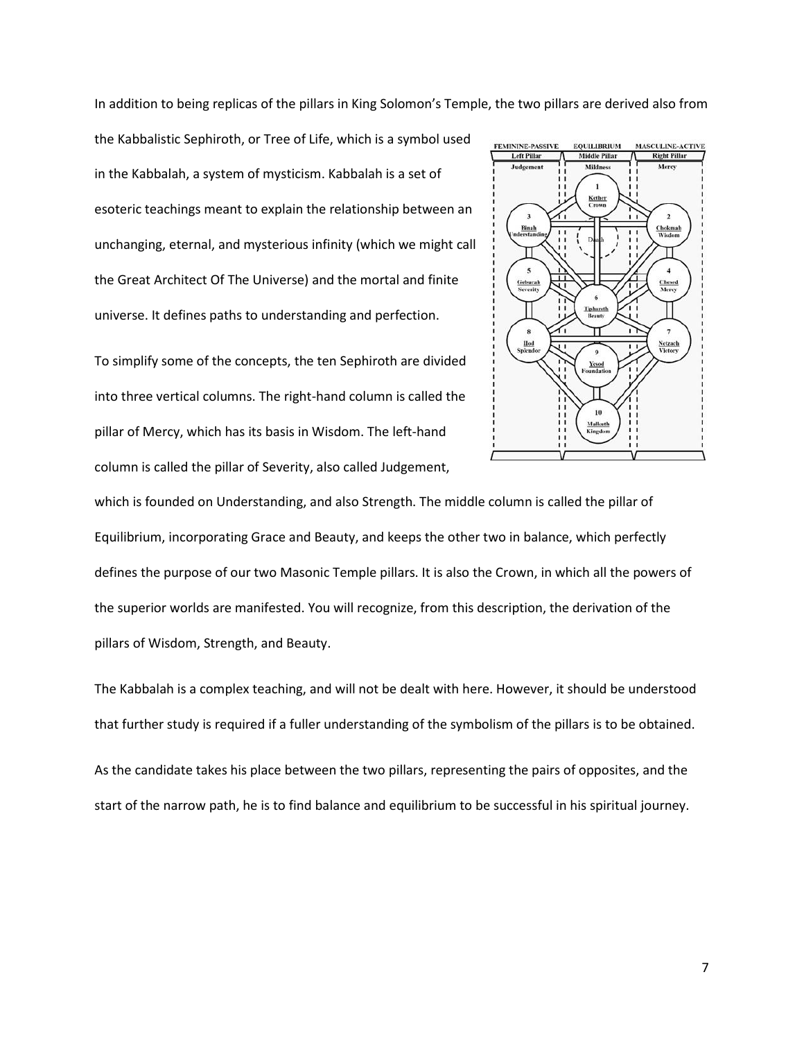In addition to being replicas of the pillars in King Solomon's Temple, the two pillars are derived also from the Kabbalistic Sephiroth, or Tree of Life, which is a symbol used in the Kabbalah, a system of mysticism. Kabbalah is a set of esoteric teachings meant to explain the relationship between an unchanging, eternal, and mysterious infinity (which we might call the Great Architect Of The Universe) and the mortal and finite universe. It defines paths to understanding and perfection.

To simplify some of the concepts, the ten Sephiroth are divided into three vertical columns. The right-hand column is called the pillar of Mercy, which has its basis in Wisdom. The left-hand column is called the pillar of Severity, also called Judgement, which is founded on Understanding, and also Strength. The middle column is called the pillar of Equilibrium, incorporating Grace and Beauty, and keeps the other two in balance, which perfectly defines the purpose of our two Masonic Temple pillars. It is also the Crown, in which all the powers of the superior worlds are manifested. You will recognize, from this description, the derivation of the pillars of Wisdom, Strength, and Beauty.

The Kabbalah is a complex teaching, and will not be dealt with here. However, it should be understood that further study is required if a fuller understanding of the symbolism of the pillars is to be obtained.

As the candidate takes his place between the two pillars, representing the pairs of opposites, and the start of the narrow path, he is to find balance and equilibrium to be successful in his spiritual journey.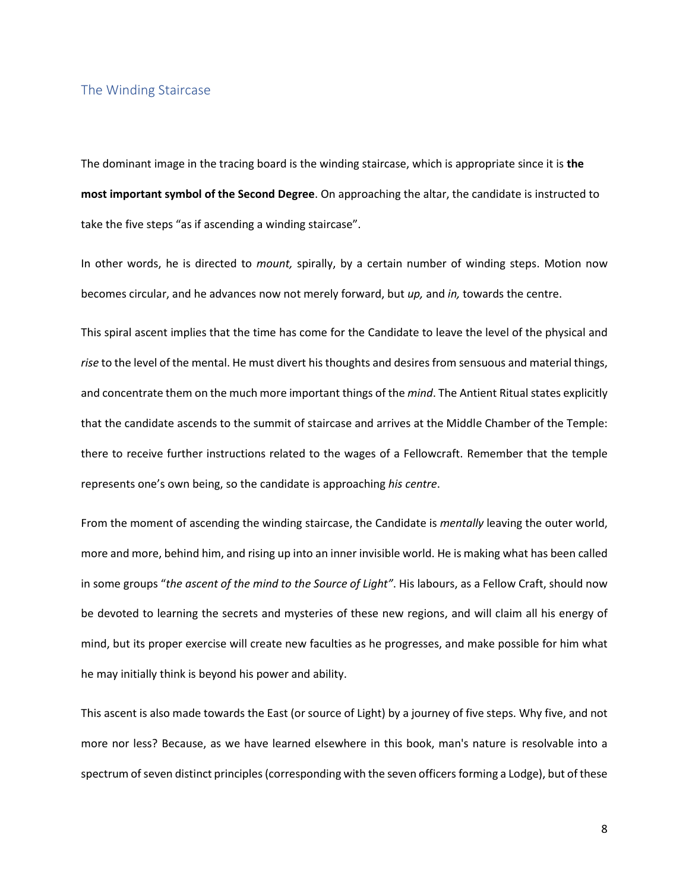## The Winding Staircase

The dominant image in the tracing board is the winding staircase, which is appropriate since it is **the most important symbol of the Second Degree**. On approaching the altar, the candidate is instructed to take the five steps "as if ascending a winding staircase".

In other words, he is directed to *mount,* spirally, by a certain number of winding steps. Motion now becomes circular, and he advances now not merely forward, but *up,* and *in,* towards the centre.

This spiral ascent implies that the time has come for the Candidate to leave the level of the physical and *rise* to the level of the mental. He must divert his thoughts and desires from sensuous and material things, and concentrate them on the much more important things of the *mind*. The Antient Ritual states explicitly that the candidate ascends to the summit of staircase and arrives at the Middle Chamber of the Temple: there to receive further instructions related to the wages of a Fellowcraft. Remember that the temple represents one's own being, so the candidate is approaching *his centre*.

From the moment of ascending the winding staircase, the Candidate is *mentally* leaving the outer world, more and more, behind him, and rising up into an inner invisible world. He is making what has been called in some groups "*the ascent of the mind to the Source of Light"*. His labours, as a Fellow Craft, should now be devoted to learning the secrets and mysteries of these new regions, and will claim all his energy of mind, but its proper exercise will create new faculties as he progresses, and make possible for him what he may initially think is beyond his power and ability.

This ascent is also made towards the East (or source of Light) by a journey of five steps. Why five, and not more nor less? Because, as we have learned elsewhere in this book, man's nature is resolvable into a spectrum of seven distinct principles (corresponding with the seven officers forming a Lodge), but of these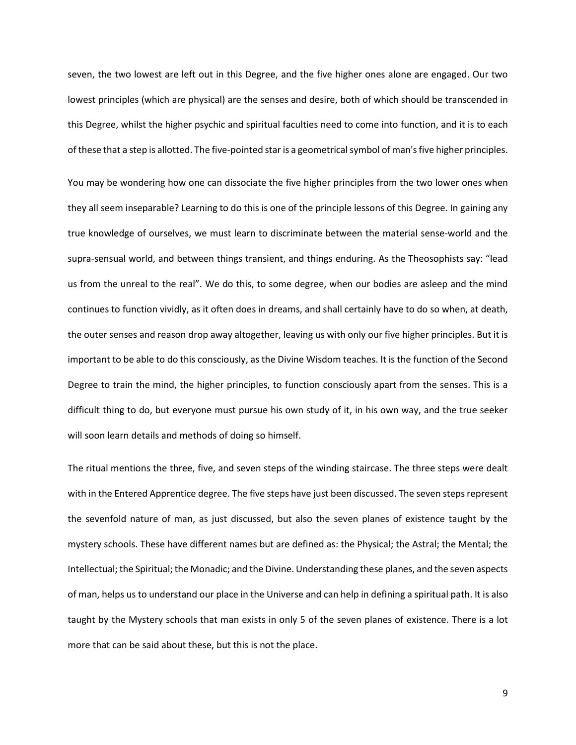seven, the two lowest are left out in this Degree, and the five higher ones alone are engaged. Our two lowest principles (which are physical) are the senses and desire, both of which should be transcended in this Degree, whilst the higher psychic and spiritual faculties need to come into function, and it is to each of these that a step is allotted. The five-pointed star is a geometrical symbol of man's five higher principles.

You may be wondering how one can dissociate the five higher principles from the two lower ones when they all seem inseparable? Learning to do this is one of the principle lessons of this Degree. In gaining any true knowledge of ourselves, we must learn to discriminate between the material sense-world and the supra-sensual world, and between things transient, and things enduring. As the Theosophists say: "lead us from the unreal to the real". We do this, to some degree, when our bodies are asleep and the mind continues to function vividly, as it often does in dreams, and shall certainly have to do so when, at death, the outer senses and reason drop away altogether, leaving us with only our five higher principles. But it is important to be able to do this consciously, as the Divine Wisdom teaches. It is the function of the Second Degree to train the mind, the higher principles, to function consciously apart from the senses. This is a difficult thing to do, but everyone must pursue his own study of it, in his own way, and the true seeker will soon learn details and methods of doing so himself.

The ritual mentions the three, five, and seven steps of the winding staircase. The three steps were dealt with in the Entered Apprentice degree. The five steps have just been discussed. The seven steps represent the sevenfold nature of man, as just discussed, but also the seven planes of existence taught by the mystery schools. These have different names but are defined as: the Physical; the Astral; the Mental; the Intellectual; the Spiritual; the Monadic; and the Divine. Understanding these planes, and the seven aspects of man, helps us to understand our place in the Universe and can help in defining a spiritual path. It is also taught by the Mystery schools that man exists in only 5 of the seven planes of existence. There is a lot more that can be said about these, but this is not the place.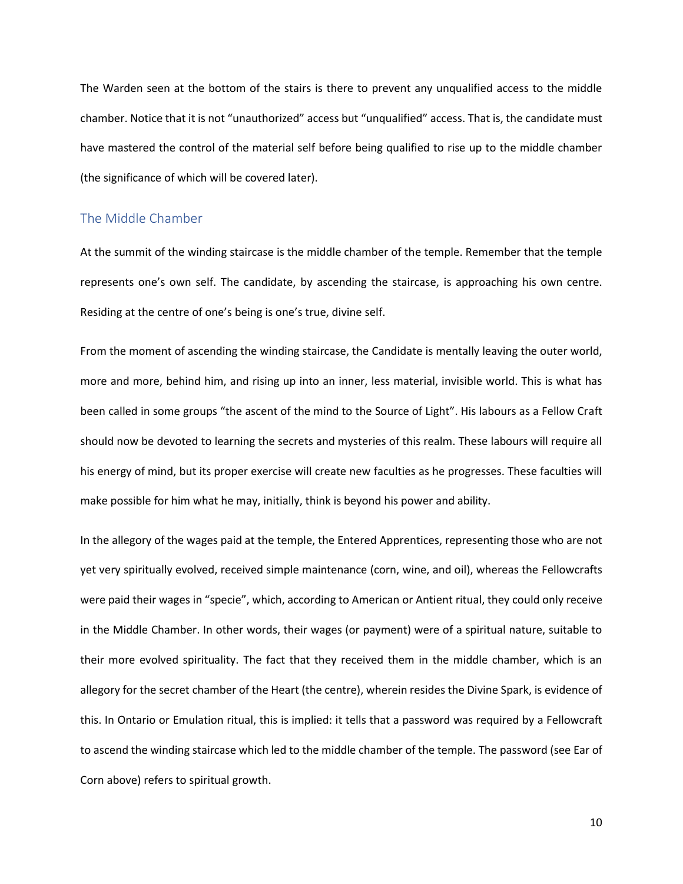The Warden seen at the bottom of the stairs is there to prevent any unqualified access to the middle chamber. Notice that it is not "unauthorized" access but "unqualified" access. That is, the candidate must have mastered the control of the material self before being qualified to rise up to the middle chamber (the significance of which will be covered later).

## The Middle Chamber

At the summit of the winding staircase is the middle chamber of the temple. Remember that the temple represents one's own self. The candidate, by ascending the staircase, is approaching his own centre. Residing at the centre of one's being is one's true, divine self.

From the moment of ascending the winding staircase, the Candidate is mentally leaving the outer world, more and more, behind him, and rising up into an inner, less material, invisible world. This is what has been called in some groups "the ascent of the mind to the Source of Light". His labours as a Fellow Craft should now be devoted to learning the secrets and mysteries of this realm. These labours will require all his energy of mind, but its proper exercise will create new faculties as he progresses. These faculties will make possible for him what he may, initially, think is beyond his power and ability.

In the allegory of the wages paid at the temple, the Entered Apprentices, representing those who are not yet very spiritually evolved, received simple maintenance (corn, wine, and oil), whereas the Fellowcrafts were paid their wages in "specie", which, according to American or Antient ritual, they could only receive in the Middle Chamber. In other words, their wages (or payment) were of a spiritual nature, suitable to their more evolved spirituality. The fact that they received them in the middle chamber, which is an allegory for the secret chamber of the Heart (the centre), wherein resides the Divine Spark, is evidence of this. In Ontario or Emulation ritual, this is implied: it tells that a password was required by a Fellowcraft to ascend the winding staircase which led to the middle chamber of the temple. The password (see Ear of Corn above) refers to spiritual growth.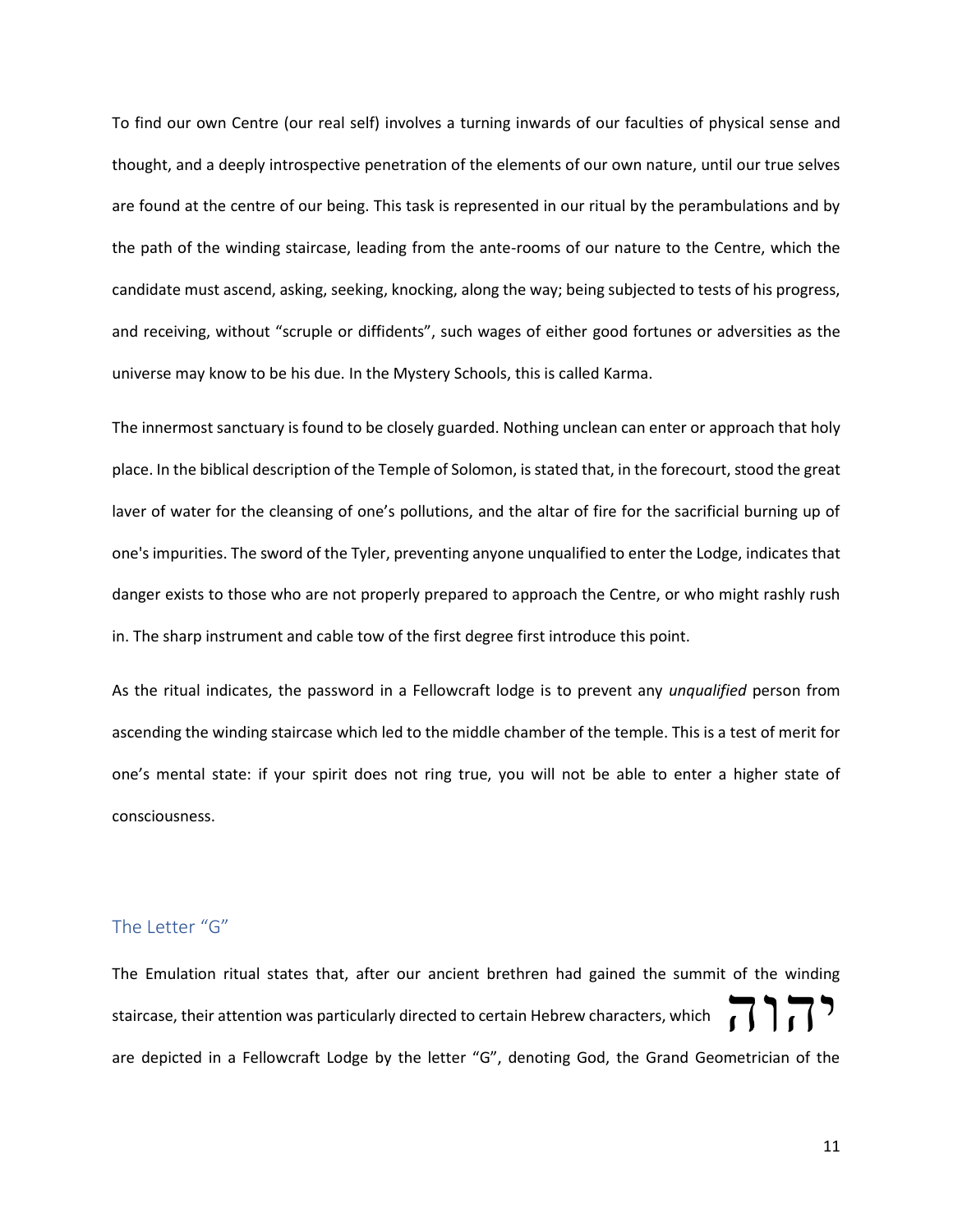To find our own Centre (our real self) involves a turning inwards of our faculties of physical sense and thought, and a deeply introspective penetration of the elements of our own nature, until our true selves are found at the centre of our being. This task is represented in our ritual by the perambulations and by the path of the winding staircase, leading from the ante-rooms of our nature to the Centre, which the candidate must ascend, asking, seeking, knocking, along the way; being subjected to tests of his progress, and receiving, without "scruple or diffidents", such wages of either good fortunes or adversities as the universe may know to be his due. In the Mystery Schools, this is called Karma.

The innermost sanctuary is found to be closely guarded. Nothing unclean can enter or approach that holy place. In the biblical description of the Temple of Solomon, is stated that, in the forecourt, stood the great laver of water for the cleansing of one's pollutions, and the altar of fire for the sacrificial burning up of one's impurities. The sword of the Tyler, preventing anyone unqualified to enter the Lodge, indicates that danger exists to those who are not properly prepared to approach the Centre, or who might rashly rush in. The sharp instrument and cable tow of the first degree first introduce this point.

As the ritual indicates, the password in a Fellowcraft lodge is to prevent any *unqualified* person from ascending the winding staircase which led to the middle chamber of the temple. This is a test of merit for one's mental state: if your spirit does not ring true, you will not be able to enter a higher state of consciousness.

## The Letter "G"

The Emulation ritual states that, after our ancient brethren had gained the summit of the winding staircase, their attention was particularly directed to certain Hebrew characters, which יהוה are depicted in a Fellowcraft Lodge by the letter "G", denoting God, the Grand Geometrician of the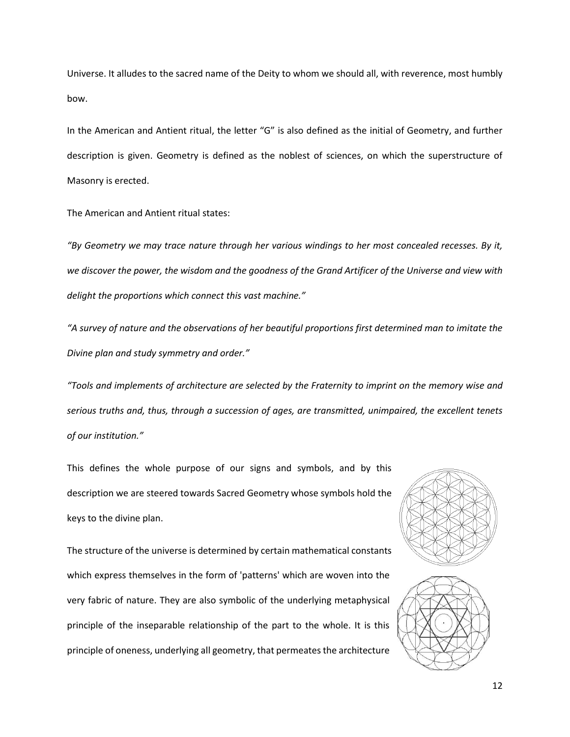Universe. It alludes to the sacred name of the Deity to whom we should all, with reverence, most humbly bow.

In the American and Antient ritual, the letter “G” is also defined as the initial of Geometry, and further description is given. Geometry is defined as the noblest of sciences, on which the superstructure of Masonry is erected.

The American and Antient ritual states:

*“By Geometry we may trace nature through her various windings to her most concealed recesses. By it, we discover the power, the wisdom and the goodness of the Grand Artificer of the Universe and view with delight the proportions which connect this vast machine.”*

*“A survey of nature and the observations of her beautiful proportions first determined man to imitate the Divine plan and study symmetry and order.”*

*“Tools and implements of architecture are selected by the Fraternity to imprint on the memory wise and serious truths and, thus, through a succession of ages, are transmitted, unimpaired, the excellent tenets of our institution.”*

This defines the whole purpose of our signs and symbols, and by this description we are steered towards Sacred Geometry whose symbols hold the keys to the divine plan.

The structure of the universe is determined by certain mathematical constants which express themselves in the form of 'patterns' which are woven into the very fabric of nature. They are also symbolic of the underlying metaphysical principle of the inseparable relationship of the part to the whole. It is this principle of oneness, underlying all geometry, that permeates the architecture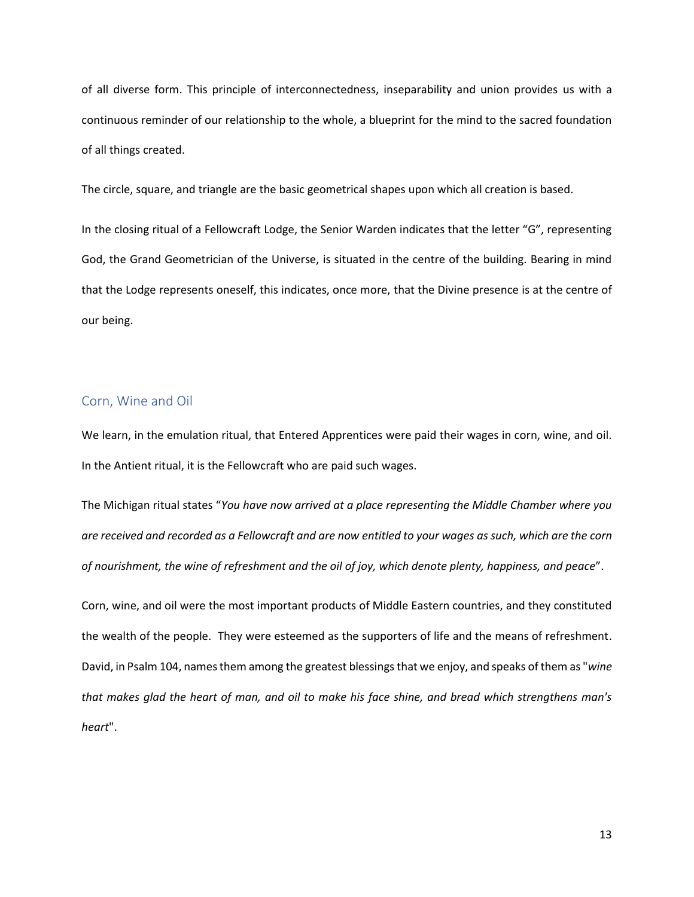of all diverse form. This principle of interconnectedness, inseparability and union provides us with a continuous reminder of our relationship to the whole, a blueprint for the mind to the sacred foundation of all things created.

The circle, square, and triangle are the basic geometrical shapes upon which all creation is based.

In the closing ritual of a Fellowcraft Lodge, the Senior Warden indicates that the letter "G", representing God, the Grand Geometrician of the Universe, is situated in the centre of the building. Bearing in mind that the Lodge represents oneself, this indicates, once more, that the Divine presence is at the centre of our being.

## Corn, Wine and Oil

We learn, in the emulation ritual, that Entered Apprentices were paid their wages in corn, wine, and oil. In the Antient ritual, it is the Fellowcraft who are paid such wages.

The Michigan ritual states "*You have now arrived at a place representing the Middle Chamber where you are received and recorded as a Fellowcraft and are now entitled to your wages as such, which are the corn of nourishment, the wine of refreshment and the oil of joy, which denote plenty, happiness, and peace*".

Corn, wine, and oil were the most important products of Middle Eastern countries, and they constituted the wealth of the people. They were esteemed as the supporters of life and the means of refreshment. David, in Psalm 104, names them among the greatest blessings that we enjoy, and speaks of them as "*wine that makes glad the heart of man, and oil to make his face shine, and bread which strengthens man's heart*".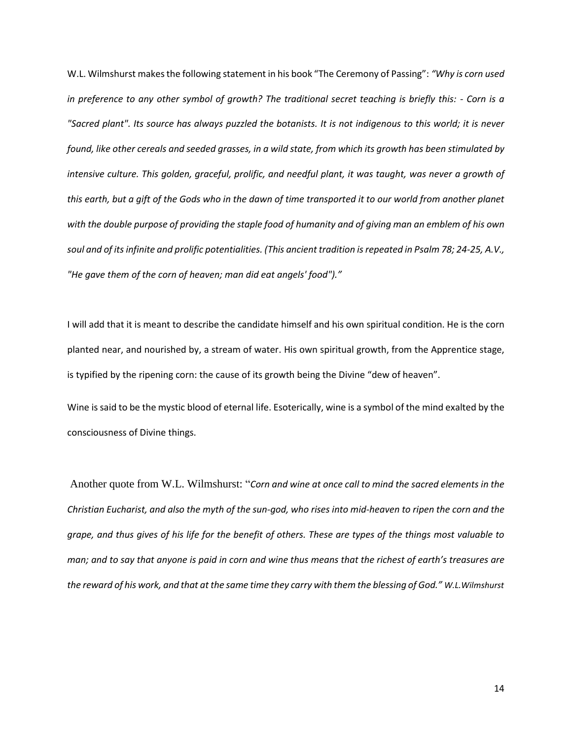W.L. Wilmshurst makes the following statement in his book "The Ceremony of Passing": *"Why is corn used in preference to any other symbol of growth? The traditional secret teaching is briefly this: - Corn is a "Sacred plant". Its source has always puzzled the botanists. It is not indigenous to this world; it is never found, like other cereals and seeded grasses, in a wild state, from which its growth has been stimulated by intensive culture. This golden, graceful, prolific, and needful plant, it was taught, was never a growth of this earth, but a gift of the Gods who in the dawn of time transported it to our world from another planet with the double purpose of providing the staple food of humanity and of giving man an emblem of his own soul and of its infinite and prolific potentialities. (This ancient tradition is repeated in Psalm 78; 24-25, A.V., "He gave them of the corn of heaven; man did eat angels' food")."*

I will add that it is meant to describe the candidate himself and his own spiritual condition. He is the corn planted near, and nourished by, a stream of water. His own spiritual growth, from the Apprentice stage, is typified by the ripening corn: the cause of its growth being the Divine "dew of heaven".

Wine is said to be the mystic blood of eternal life. Esoterically, wine is a symbol of the mind exalted by the consciousness of Divine things.

Another quote from W.L. Wilmshurst: "*Corn and wine at once call to mind the sacred elements in the Christian Eucharist, and also the myth of the sun-god, who rises into mid-heaven to ripen the corn and the grape, and thus gives of his life for the benefit of others. These are types of the things most valuable to man; and to say that anyone is paid in corn and wine thus means that the richest of earth's treasures are the reward of his work, and that at the same time they carry with them the blessing of God." W.L.Wilmshurst*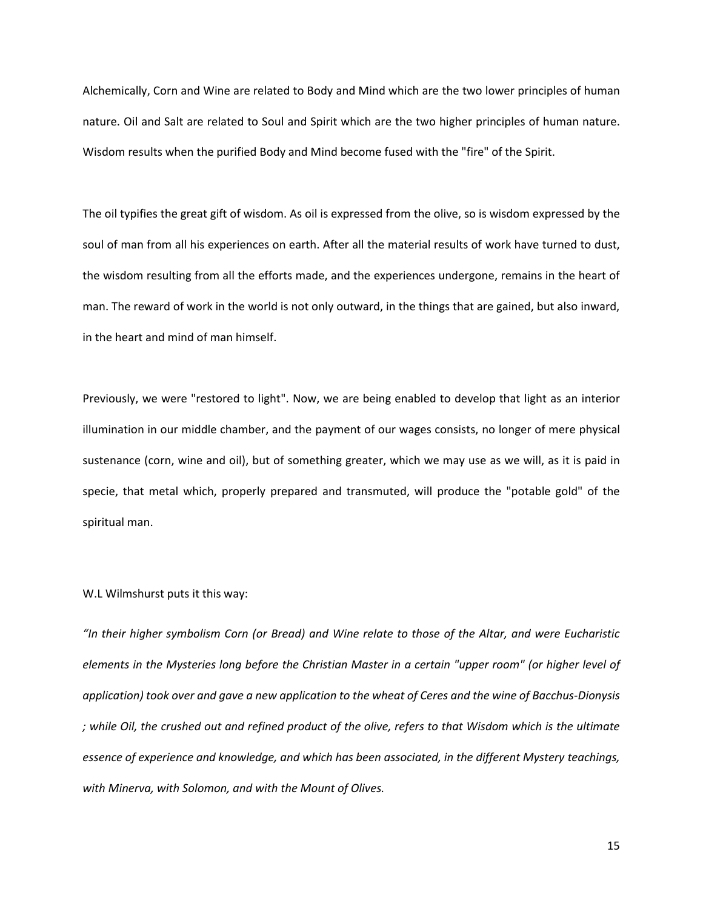Alchemically, Corn and Wine are related to Body and Mind which are the two lower principles of human nature. Oil and Salt are related to Soul and Spirit which are the two higher principles of human nature. Wisdom results when the purified Body and Mind become fused with the "fire" of the Spirit.

The oil typifies the great gift of wisdom. As oil is expressed from the olive, so is wisdom expressed by the soul of man from all his experiences on earth. After all the material results of work have turned to dust, the wisdom resulting from all the efforts made, and the experiences undergone, remains in the heart of man. The reward of work in the world is not only outward, in the things that are gained, but also inward, in the heart and mind of man himself.

Previously, we were "restored to light". Now, we are being enabled to develop that light as an interior illumination in our middle chamber, and the payment of our wages consists, no longer of mere physical sustenance (corn, wine and oil), but of something greater, which we may use as we will, as it is paid in specie, that metal which, properly prepared and transmuted, will produce the "potable gold" of the spiritual man.

W.L Wilmshurst puts it this way:

*"In their higher symbolism Corn (or Bread) and Wine relate to those of the Altar, and were Eucharistic elements in the Mysteries long before the Christian Master in a certain "upper room" (or higher level of application) took over and gave a new application to the wheat of Ceres and the wine of Bacchus-Dionysis ; while Oil, the crushed out and refined product of the olive, refers to that Wisdom which is the ultimate essence of experience and knowledge, and which has been associated, in the different Mystery teachings, with Minerva, with Solomon, and with the Mount of Olives.*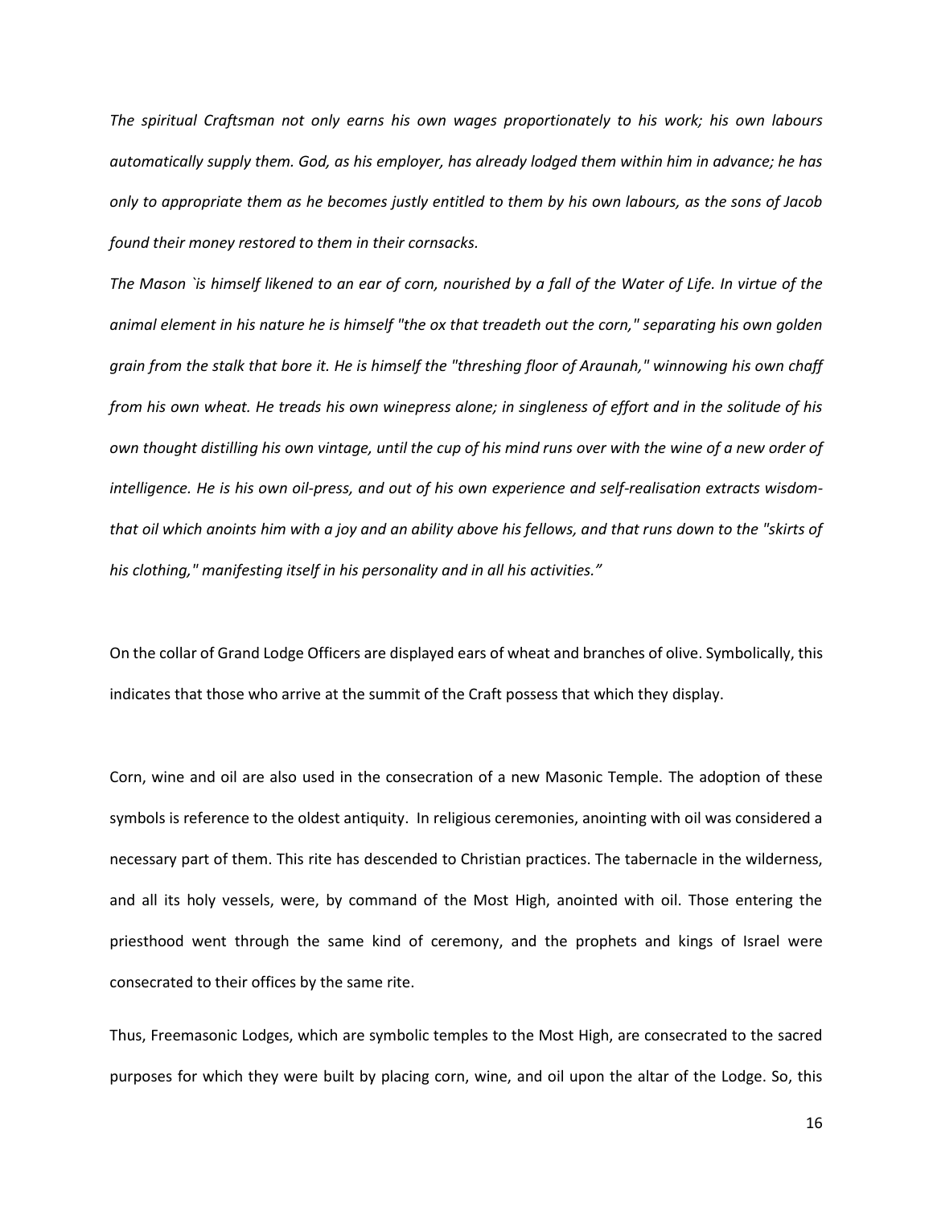*The spiritual Craftsman not only earns his own wages proportionately to his work; his own labours automatically supply them. God, as his employer, has already lodged them within him in advance; he has only to appropriate them as he becomes justly entitled to them by his own labours, as the sons of Jacob found their money restored to them in their cornsacks.*

*The Mason `is himself likened to an ear of corn, nourished by a fall of the Water of Life. In virtue of the animal element in his nature he is himself "the ox that treadeth out the corn," separating his own golden grain from the stalk that bore it. He is himself the "threshing floor of Araunah," winnowing his own chaff from his own wheat. He treads his own winepress alone; in singleness of effort and in the solitude of his own thought distilling his own vintage, until the cup of his mind runs over with the wine of a new order of intelligence. He is his own oil-press, and out of his own experience and self-realisation extracts wisdom-that oil which anoints him with a joy and an ability above his fellows, and that runs down to the "skirts of his clothing," manifesting itself in his personality and in all his activities."*

On the collar of Grand Lodge Officers are displayed ears of wheat and branches of olive. Symbolically, this indicates that those who arrive at the summit of the Craft possess that which they display.

Corn, wine and oil are also used in the consecration of a new Masonic Temple. The adoption of these symbols is reference to the oldest antiquity. In religious ceremonies, anointing with oil was considered a necessary part of them. This rite has descended to Christian practices. The tabernacle in the wilderness, and all its holy vessels, were, by command of the Most High, anointed with oil. Those entering the priesthood went through the same kind of ceremony, and the prophets and kings of Israel were consecrated to their offices by the same rite.

Thus, Freemasonic Lodges, which are symbolic temples to the Most High, are consecrated to the sacred purposes for which they were built by placing corn, wine, and oil upon the altar of the Lodge. So, this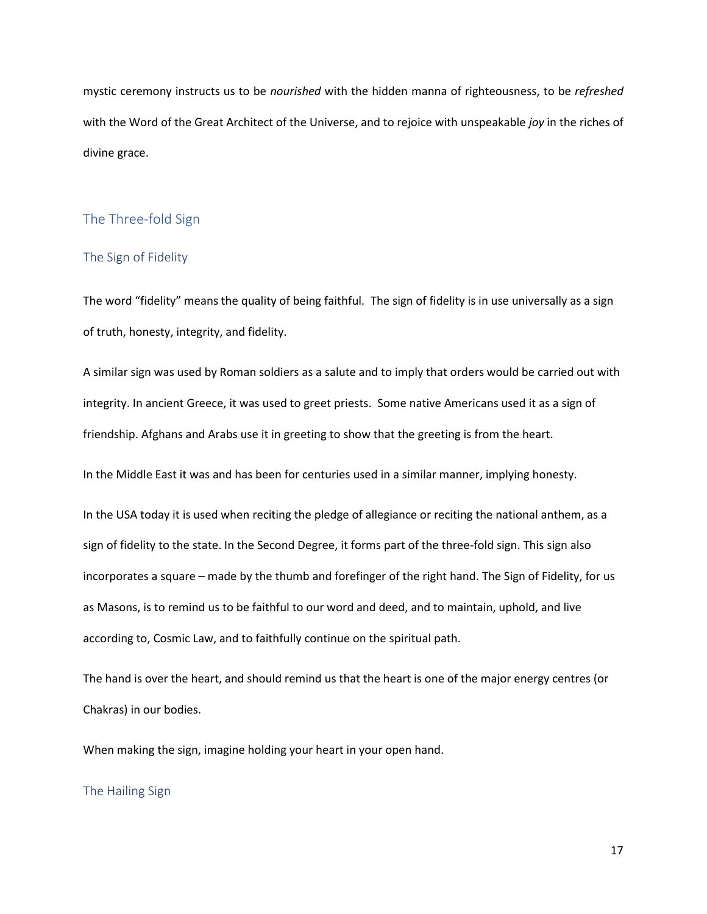mystic ceremony instructs us to be *nourished* with the hidden manna of righteousness, to be *refreshed* with the Word of the Great Architect of the Universe, and to rejoice with unspeakable *joy* in the riches of divine grace.

## The Three-fold Sign

### The Sign of Fidelity

The word "fidelity" means the quality of being faithful. The sign of fidelity is in use universally as a sign of truth, honesty, integrity, and fidelity.

A similar sign was used by Roman soldiers as a salute and to imply that orders would be carried out with integrity. In ancient Greece, it was used to greet priests. Some native Americans used it as a sign of friendship. Afghans and Arabs use it in greeting to show that the greeting is from the heart.

In the Middle East it was and has been for centuries used in a similar manner, implying honesty.

In the USA today it is used when reciting the pledge of allegiance or reciting the national anthem, as a sign of fidelity to the state. In the Second Degree, it forms part of the three-fold sign. This sign also incorporates a square – made by the thumb and forefinger of the right hand. The Sign of Fidelity, for us as Masons, is to remind us to be faithful to our word and deed, and to maintain, uphold, and live according to, Cosmic Law, and to faithfully continue on the spiritual path.

The hand is over the heart, and should remind us that the heart is one of the major energy centres (or Chakras) in our bodies.

When making the sign, imagine holding your heart in your open hand.

### The Hailing Sign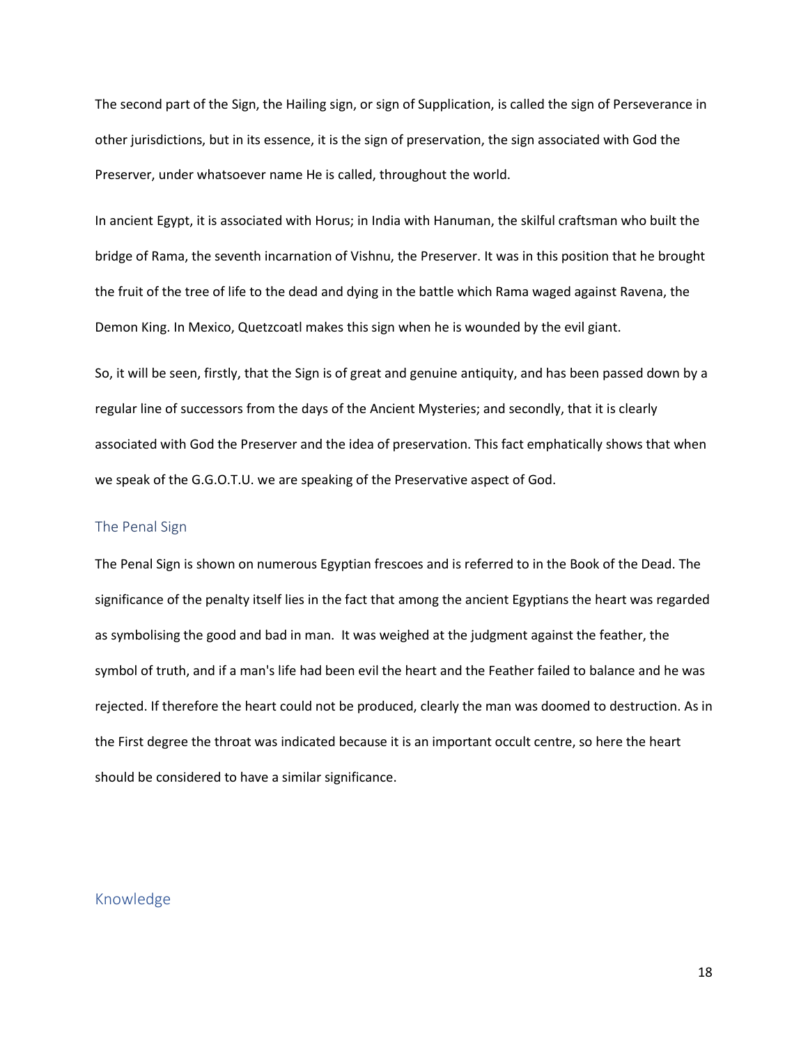The second part of the Sign, the Hailing sign, or sign of Supplication, is called the sign of Perseverance in other jurisdictions, but in its essence, it is the sign of preservation, the sign associated with God the Preserver, under whatsoever name He is called, throughout the world.

In ancient Egypt, it is associated with Horus; in India with Hanuman, the skilful craftsman who built the bridge of Rama, the seventh incarnation of Vishnu, the Preserver. It was in this position that he brought the fruit of the tree of life to the dead and dying in the battle which Rama waged against Ravena, the Demon King. In Mexico, Quetzcoatl makes this sign when he is wounded by the evil giant.

So, it will be seen, firstly, that the Sign is of great and genuine antiquity, and has been passed down by a regular line of successors from the days of the Ancient Mysteries; and secondly, that it is clearly associated with God the Preserver and the idea of preservation. This fact emphatically shows that when we speak of the G.G.O.T.U. we are speaking of the Preservative aspect of God.

## The Penal Sign

The Penal Sign is shown on numerous Egyptian frescoes and is referred to in the Book of the Dead. The significance of the penalty itself lies in the fact that among the ancient Egyptians the heart was regarded as symbolising the good and bad in man. It was weighed at the judgment against the feather, the symbol of truth, and if a man's life had been evil the heart and the Feather failed to balance and he was rejected. If therefore the heart could not be produced, clearly the man was doomed to destruction. As in the First degree the throat was indicated because it is an important occult centre, so here the heart should be considered to have a similar significance.

## Knowledge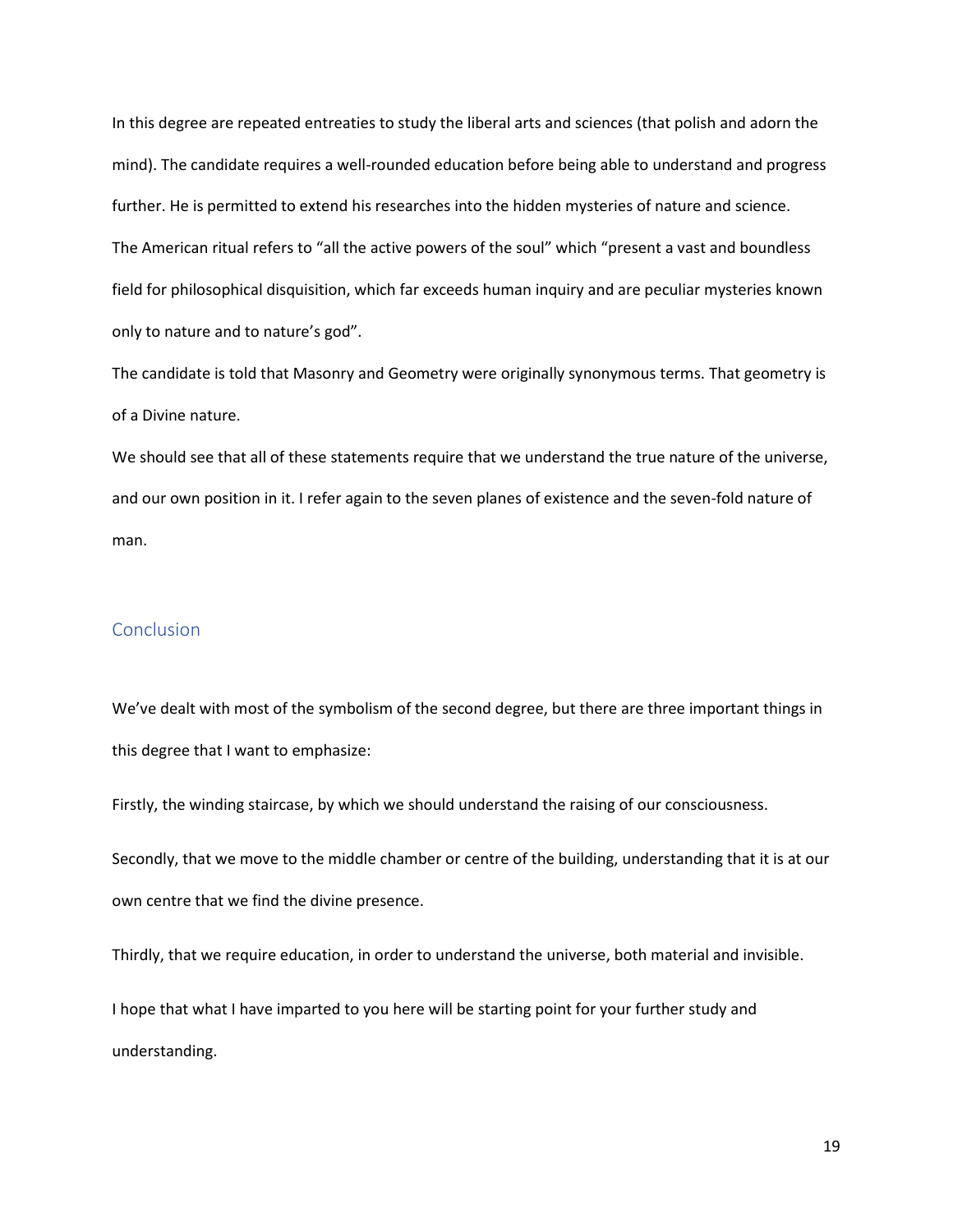In this degree are repeated entreaties to study the liberal arts and sciences (that polish and adorn the mind). The candidate requires a well-rounded education before being able to understand and progress further. He is permitted to extend his researches into the hidden mysteries of nature and science.

The American ritual refers to "all the active powers of the soul" which "present a vast and boundless field for philosophical disquisition, which far exceeds human inquiry and are peculiar mysteries known only to nature and to nature's god".

The candidate is told that Masonry and Geometry were originally synonymous terms. That geometry is of a Divine nature.

We should see that all of these statements require that we understand the true nature of the universe, and our own position in it. I refer again to the seven planes of existence and the seven-fold nature of man.

## Conclusion

We've dealt with most of the symbolism of the second degree, but there are three important things in this degree that I want to emphasize:

Firstly, the winding staircase, by which we should understand the raising of our consciousness.

Secondly, that we move to the middle chamber or centre of the building, understanding that it is at our own centre that we find the divine presence.

Thirdly, that we require education, in order to understand the universe, both material and invisible.

I hope that what I have imparted to you here will be starting point for your further study and understanding.